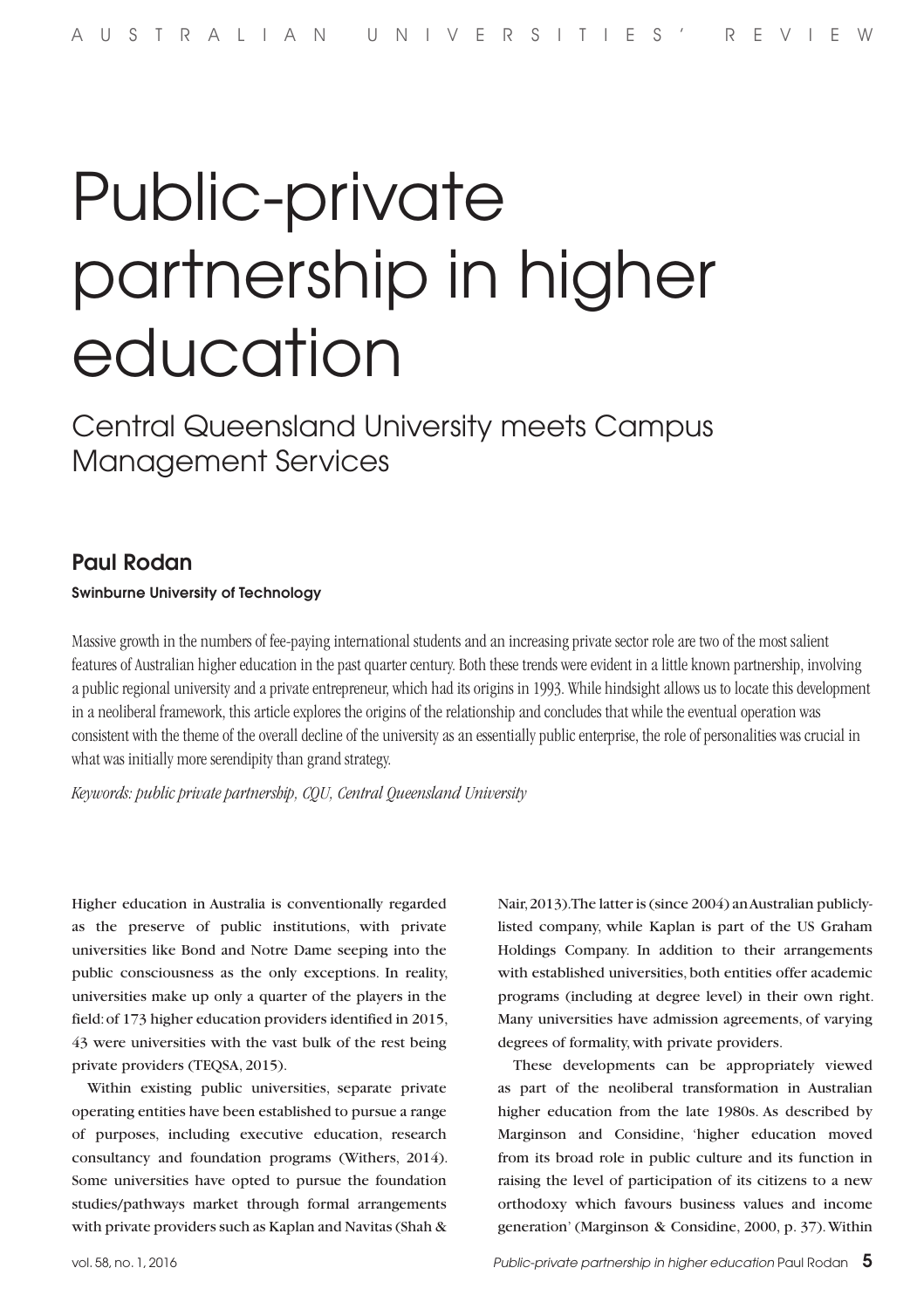# Public-private partnership in higher education

## Central Queensland University meets Campus Management Services

**Paul Rodan**

**Swinburne University of Technology**

Massive growth in the numbers of fee-paying international students and an increasing private sector role are two of the most salient features of Australian higher education in the past quarter century. Both these trends were evident in a little known partnership, involving a public regional university and a private entrepreneur, which had its origins in 1993. While hindsight allows us to locate this development in a neoliberal framework, this article explores the origins of the relationship and concludes that while the eventual operation was consistent with the theme of the overall decline of the university as an essentially public enterprise, the role of personalities was crucial in what was initially more serendipity than grand strategy.

*Keywords: public private partnership, CQU, Central Queensland University*

Higher education in Australia is conventionally regarded as the preserve of public institutions, with private universities like Bond and Notre Dame seeping into the public consciousness as the only exceptions. In reality, universities make up only a quarter of the players in the field: of 173 higher education providers identified in 2015, 43 were universities with the vast bulk of the rest being private providers (TEQSA, 2015).

Within existing public universities, separate private operating entities have been established to pursue a range of purposes, including executive education, research consultancy and foundation programs (Withers, 2014). Some universities have opted to pursue the foundation studies/pathways market through formal arrangements with private providers such as Kaplan and Navitas (Shah & Nair, 2013). The latter is (since 2004) an Australian publicly-listed company, while Kaplan is part of the US Graham Holdings Company. In addition to their arrangements with established universities, both entities offer academic programs (including at degree level) in their own right. Many universities have admission agreements, of varying degrees of formality, with private providers.

These developments can be appropriately viewed as part of the neoliberal transformation in Australian higher education from the late 1980s. As described by Marginson and Considine, 'higher education moved from its broad role in public culture and its function in raising the level of participation of its citizens to a new orthodoxy which favours business values and income generation' (Marginson & Considine, 2000, p. 37). Within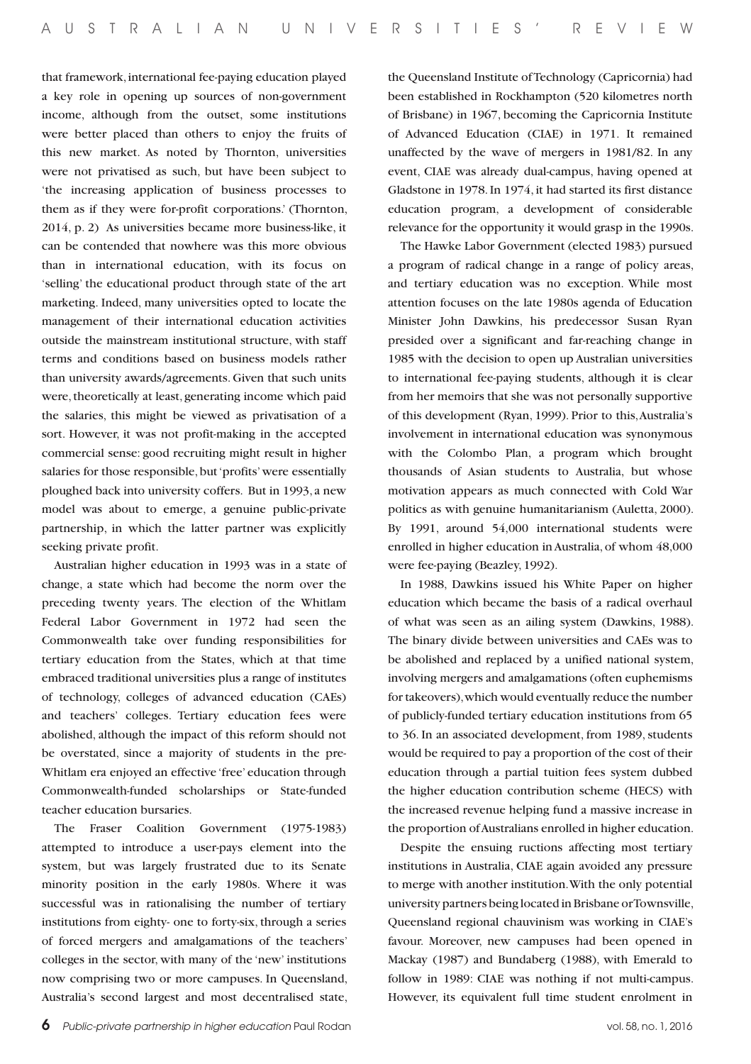that framework, international fee-paying education played a key role in opening up sources of non-government income, although from the outset, some institutions were better placed than others to enjoy the fruits of this new market. As noted by Thornton, universities were not privatised as such, but have been subject to 'the increasing application of business processes to them as if they were for-profit corporations.' (Thornton, 2014, p. 2) As universities became more business-like, it can be contended that nowhere was this more obvious than in international education, with its focus on 'selling' the educational product through state of the art marketing. Indeed, many universities opted to locate the management of their international education activities outside the mainstream institutional structure, with staff terms and conditions based on business models rather than university awards/agreements. Given that such units were, theoretically at least, generating income which paid the salaries, this might be viewed as privatisation of a sort. However, it was not profit-making in the accepted commercial sense: good recruiting might result in higher salaries for those responsible, but 'profits' were essentially ploughed back into university coffers. But in 1993, a new model was about to emerge, a genuine public-private partnership, in which the latter partner was explicitly seeking private profit.

Australian higher education in 1993 was in a state of change, a state which had become the norm over the preceding twenty years. The election of the Whitlam Federal Labor Government in 1972 had seen the Commonwealth take over funding responsibilities for tertiary education from the States, which at that time embraced traditional universities plus a range of institutes of technology, colleges of advanced education (CAEs) and teachers' colleges. Tertiary education fees were abolished, although the impact of this reform should not be overstated, since a majority of students in the pre-Whitlam era enjoyed an effective 'free' education through Commonwealth-funded scholarships or State-funded teacher education bursaries.

The Fraser Coalition Government (1975-1983) attempted to introduce a user-pays element into the system, but was largely frustrated due to its Senate minority position in the early 1980s. Where it was successful was in rationalising the number of tertiary institutions from eighty- one to forty-six, through a series of forced mergers and amalgamations of the teachers' colleges in the sector, with many of the 'new' institutions now comprising two or more campuses. In Queensland, Australia's second largest and most decentralised state, the Queensland Institute of Technology (Capricornia) had been established in Rockhampton (520 kilometres north of Brisbane) in 1967, becoming the Capricornia Institute of Advanced Education (CIAE) in 1971. It remained unaffected by the wave of mergers in 1981/82. In any event, CIAE was already dual-campus, having opened at Gladstone in 1978. In 1974, it had started its first distance education program, a development of considerable relevance for the opportunity it would grasp in the 1990s.

The Hawke Labor Government (elected 1983) pursued a program of radical change in a range of policy areas, and tertiary education was no exception. While most attention focuses on the late 1980s agenda of Education Minister John Dawkins, his predecessor Susan Ryan presided over a significant and far-reaching change in 1985 with the decision to open up Australian universities to international fee-paying students, although it is clear from her memoirs that she was not personally supportive of this development (Ryan, 1999). Prior to this, Australia's involvement in international education was synonymous with the Colombo Plan, a program which brought thousands of Asian students to Australia, but whose motivation appears as much connected with Cold War politics as with genuine humanitarianism (Auletta, 2000). By 1991, around 54,000 international students were enrolled in higher education in Australia, of whom 48,000 were fee-paying (Beazley, 1992).

In 1988, Dawkins issued his White Paper on higher education which became the basis of a radical overhaul of what was seen as an ailing system (Dawkins, 1988). The binary divide between universities and CAEs was to be abolished and replaced by a unified national system, involving mergers and amalgamations (often euphemisms for takeovers), which would eventually reduce the number of publicly-funded tertiary education institutions from 65 to 36. In an associated development, from 1989, students would be required to pay a proportion of the cost of their education through a partial tuition fees system dubbed the higher education contribution scheme (HECS) with the increased revenue helping fund a massive increase in the proportion of Australians enrolled in higher education.

Despite the ensuing ructions affecting most tertiary institutions in Australia, CIAE again avoided any pressure to merge with another institution. With the only potential university partners being located in Brisbane or Townsville, Queensland regional chauvinism was working in CIAE's favour. Moreover, new campuses had been opened in Mackay (1987) and Bundaberg (1988), with Emerald to follow in 1989: CIAE was nothing if not multi-campus. However, its equivalent full time student enrolment in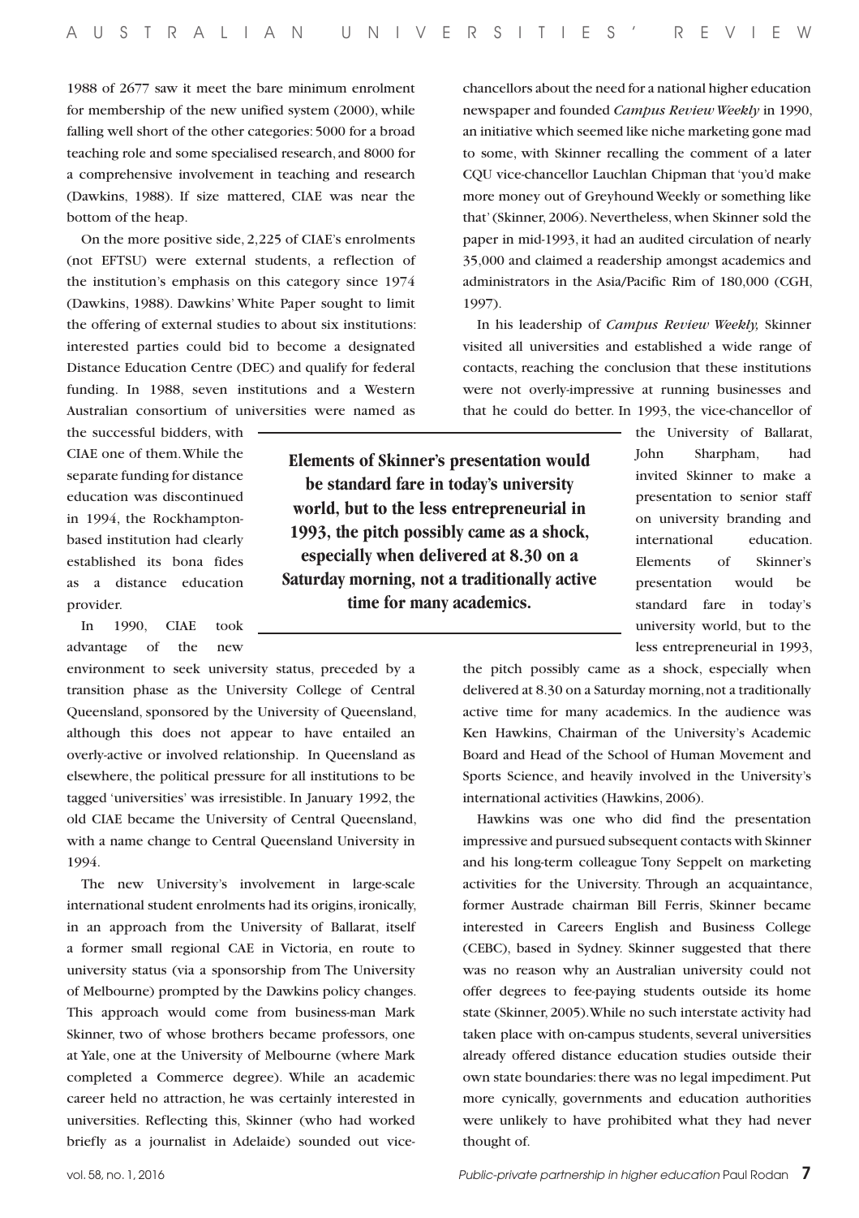1988 of 2677 saw it meet the bare minimum enrolment for membership of the new unified system (2000), while falling well short of the other categories: 5000 for a broad teaching role and some specialised research, and 8000 for a comprehensive involvement in teaching and research (Dawkins, 1988). If size mattered, CIAE was near the bottom of the heap.

On the more positive side, 2,225 of CIAE's enrolments (not EFTSU) were external students, a reflection of the institution's emphasis on this category since 1974 (Dawkins, 1988). Dawkins' White Paper sought to limit the offering of external studies to about six institutions: interested parties could bid to become a designated Distance Education Centre (DEC) and qualify for federal funding. In 1988, seven institutions and a Western Australian consortium of universities were named as the successful bidders, with CIAE one of them. While the separate funding for distance education was discontinued in 1994, the Rockhampton-based institution had clearly established its bona fides as a distance education provider.

In 1990, CIAE took advantage of the new environment to seek university status, preceded by a transition phase as the University College of Central Queensland, sponsored by the University of Queensland, although this does not appear to have entailed an overly-active or involved relationship. In Queensland as elsewhere, the political pressure for all institutions to be tagged 'universities' was irresistible. In January 1992, the old CIAE became the University of Central Queensland, with a name change to Central Queensland University in 1994.

The new University's involvement in large-scale international student enrolments had its origins, ironically, in an approach from the University of Ballarat, itself a former small regional CAE in Victoria, en route to university status (via a sponsorship from The University of Melbourne) prompted by the Dawkins policy changes. This approach would come from business-man Mark Skinner, two of whose brothers became professors, one at Yale, one at the University of Melbourne (where Mark completed a Commerce degree). While an academic career held no attraction, he was certainly interested in universities. Reflecting this, Skinner (who had worked briefly as a journalist in Adelaide) sounded out vice-chancellors about the need for a national higher education newspaper and founded *Campus Review Weekly* in 1990, an initiative which seemed like niche marketing gone mad to some, with Skinner recalling the comment of a later CQU vice-chancellor Lauchlan Chipman that 'you'd make more money out of Greyhound Weekly or something like that' (Skinner, 2006). Nevertheless, when Skinner sold the paper in mid-1993, it had an audited circulation of nearly 35,000 and claimed a readership amongst academics and administrators in the Asia/Pacific Rim of 180,000 (CGH, 1997).

In his leadership of *Campus Review Weekly,* Skinner visited all universities and established a wide range of contacts, reaching the conclusion that these institutions were not overly-impressive at running businesses and that he could do better. In 1993, the vice-chancellor of the University of Ballarat, John Sharpham, had invited Skinner to make a presentation to senior staff on university branding and international education. Elements of Skinner's presentation would be standard fare in today's university world, but to the less entrepreneurial in 1993, the pitch possibly came as a shock, especially when delivered at 8.30 on a Saturday morning, not a traditionally active time for many academics. In the audience was Ken Hawkins, Chairman of the University's Academic Board and Head of the School of Human Movement and Sports Science, and heavily involved in the University's international activities (Hawkins, 2006).

> **Elements of Skinner's presentation would be standard fare in today's university world, but to the less entrepreneurial in 1993, the pitch possibly came as a shock, especially when delivered at 8.30 on a Saturday morning, not a traditionally active time for many academics.**

Hawkins was one who did find the presentation impressive and pursued subsequent contacts with Skinner and his long-term colleague Tony Seppelt on marketing activities for the University. Through an acquaintance, former Austrade chairman Bill Ferris, Skinner became interested in Careers English and Business College (CEBC), based in Sydney. Skinner suggested that there was no reason why an Australian university could not offer degrees to fee-paying students outside its home state (Skinner, 2005). While no such interstate activity had taken place with on-campus students, several universities already offered distance education studies outside their own state boundaries: there was no legal impediment. Put more cynically, governments and education authorities were unlikely to have prohibited what they had never thought of.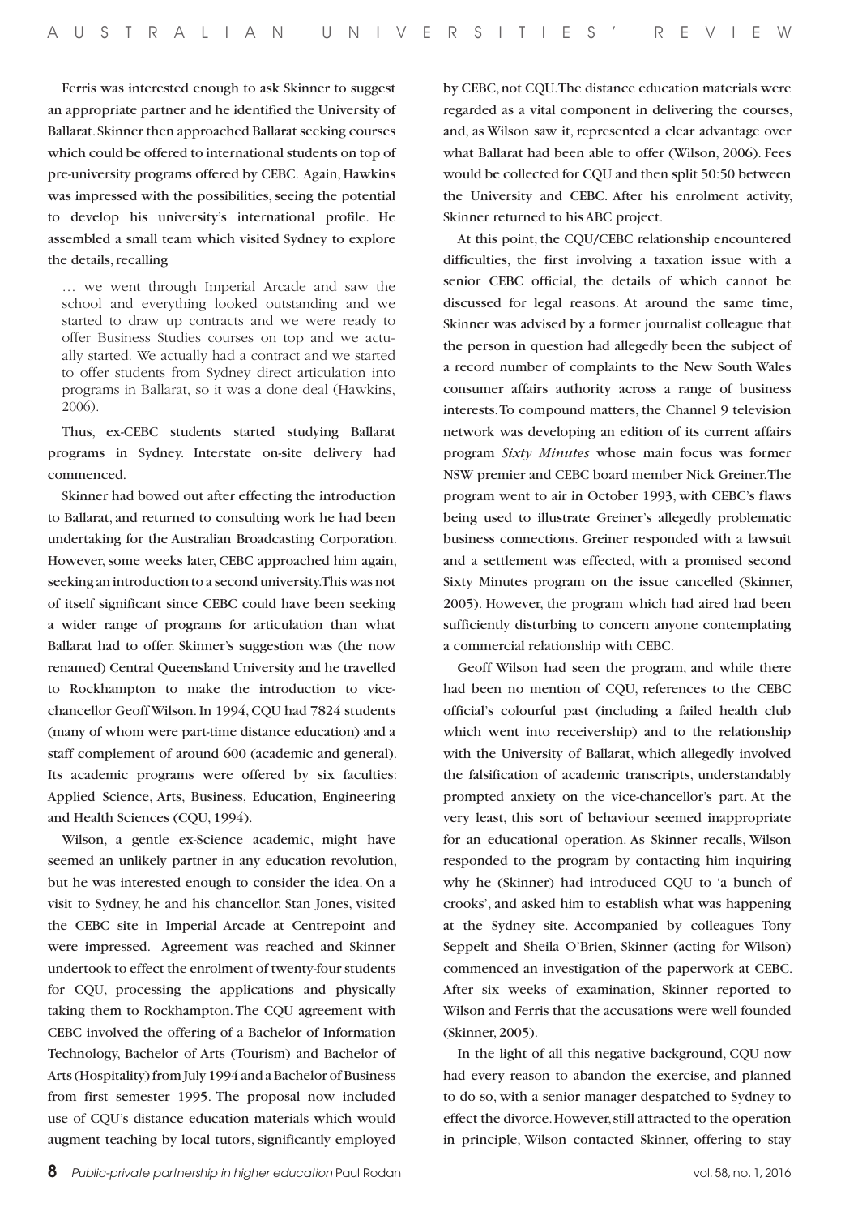Ferris was interested enough to ask Skinner to suggest an appropriate partner and he identified the University of Ballarat. Skinner then approached Ballarat seeking courses which could be offered to international students on top of pre-university programs offered by CEBC. Again, Hawkins was impressed with the possibilities, seeing the potential to develop his university's international profile. He assembled a small team which visited Sydney to explore the details, recalling

> … we went through Imperial Arcade and saw the school and everything looked outstanding and we started to draw up contracts and we were ready to offer Business Studies courses on top and we actually started. We actually had a contract and we started to offer students from Sydney direct articulation into programs in Ballarat, so it was a done deal (Hawkins, 2006).

Thus, ex-CEBC students started studying Ballarat programs in Sydney. Interstate on-site delivery had commenced.

Skinner had bowed out after effecting the introduction to Ballarat, and returned to consulting work he had been undertaking for the Australian Broadcasting Corporation. However, some weeks later, CEBC approached him again, seeking an introduction to a second university. This was not of itself significant since CEBC could have been seeking a wider range of programs for articulation than what Ballarat had to offer. Skinner's suggestion was (the now renamed) Central Queensland University and he travelled to Rockhampton to make the introduction to vice-chancellor Geoff Wilson. In 1994, CQU had 7824 students (many of whom were part-time distance education) and a staff complement of around 600 (academic and general). Its academic programs were offered by six faculties: Applied Science, Arts, Business, Education, Engineering and Health Sciences (CQU, 1994).

Wilson, a gentle ex-Science academic, might have seemed an unlikely partner in any education revolution, but he was interested enough to consider the idea. On a visit to Sydney, he and his chancellor, Stan Jones, visited the CEBC site in Imperial Arcade at Centrepoint and were impressed. Agreement was reached and Skinner undertook to effect the enrolment of twenty-four students for CQU, processing the applications and physically taking them to Rockhampton. The CQU agreement with CEBC involved the offering of a Bachelor of Information Technology, Bachelor of Arts (Tourism) and Bachelor of Arts (Hospitality) from July 1994 and a Bachelor of Business from first semester 1995. The proposal now included use of CQU's distance education materials which would augment teaching by local tutors, significantly employed by CEBC, not CQU. The distance education materials were regarded as a vital component in delivering the courses, and, as Wilson saw it, represented a clear advantage over what Ballarat had been able to offer (Wilson, 2006). Fees would be collected for CQU and then split 50:50 between the University and CEBC. After his enrolment activity, Skinner returned to his ABC project.

At this point, the CQU/CEBC relationship encountered difficulties, the first involving a taxation issue with a senior CEBC official, the details of which cannot be discussed for legal reasons. At around the same time, Skinner was advised by a former journalist colleague that the person in question had allegedly been the subject of a record number of complaints to the New South Wales consumer affairs authority across a range of business interests. To compound matters, the Channel 9 television network was developing an edition of its current affairs program *Sixty Minutes* whose main focus was former NSW premier and CEBC board member Nick Greiner. The program went to air in October 1993, with CEBC's flaws being used to illustrate Greiner's allegedly problematic business connections. Greiner responded with a lawsuit and a settlement was effected, with a promised second Sixty Minutes program on the issue cancelled (Skinner, 2005). However, the program which had aired had been sufficiently disturbing to concern anyone contemplating a commercial relationship with CEBC.

Geoff Wilson had seen the program, and while there had been no mention of CQU, references to the CEBC official's colourful past (including a failed health club which went into receivership) and to the relationship with the University of Ballarat, which allegedly involved the falsification of academic transcripts, understandably prompted anxiety on the vice-chancellor's part. At the very least, this sort of behaviour seemed inappropriate for an educational operation. As Skinner recalls, Wilson responded to the program by contacting him inquiring why he (Skinner) had introduced CQU to 'a bunch of crooks', and asked him to establish what was happening at the Sydney site. Accompanied by colleagues Tony Seppelt and Sheila O'Brien, Skinner (acting for Wilson) commenced an investigation of the paperwork at CEBC. After six weeks of examination, Skinner reported to Wilson and Ferris that the accusations were well founded (Skinner, 2005).

In the light of all this negative background, CQU now had every reason to abandon the exercise, and planned to do so, with a senior manager despatched to Sydney to effect the divorce. However, still attracted to the operation in principle, Wilson contacted Skinner, offering to stay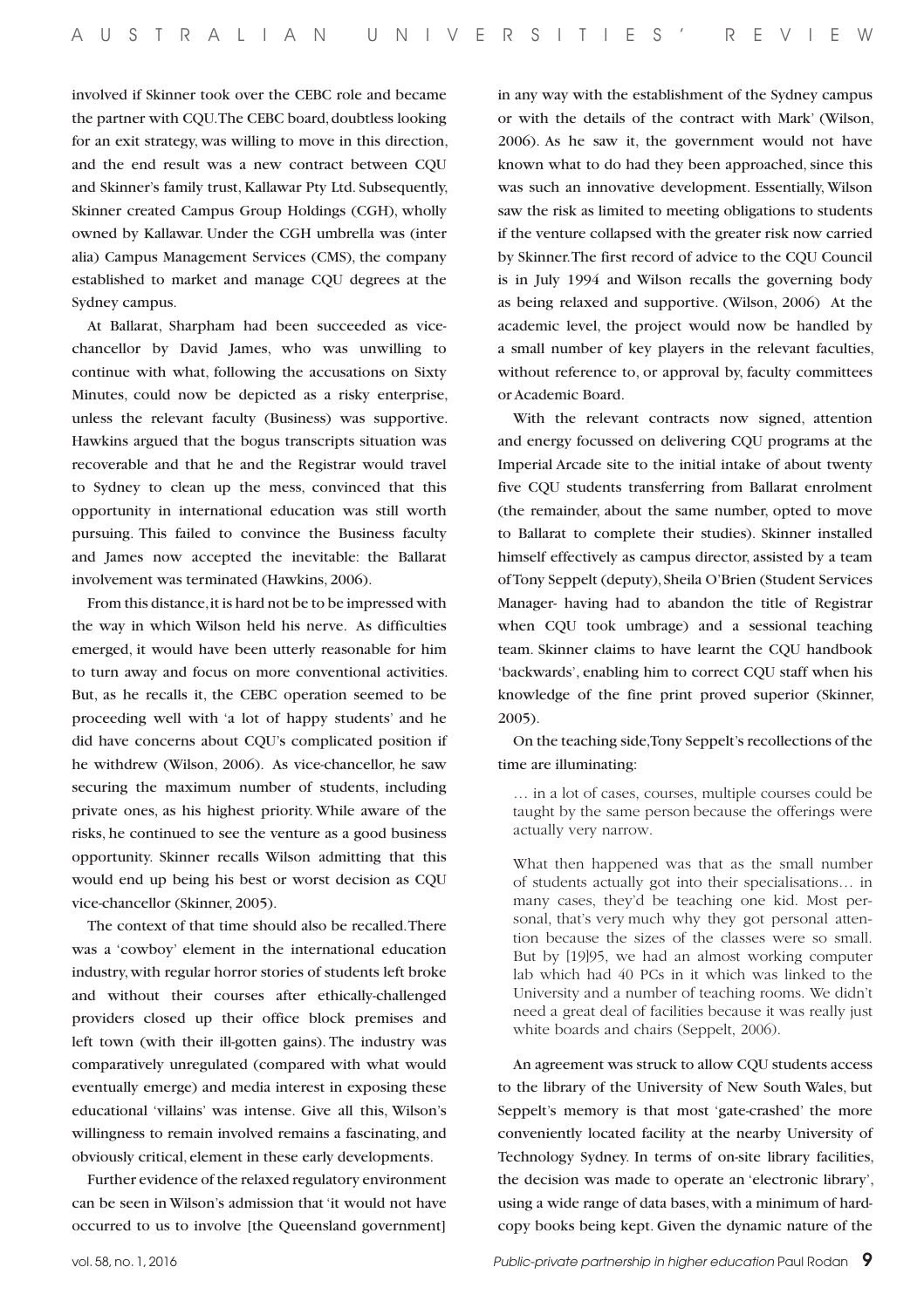involved if Skinner took over the CEBC role and became the partner with CQU. The CEBC board, doubtless looking for an exit strategy, was willing to move in this direction, and the end result was a new contract between CQU and Skinner's family trust, Kallawar Pty Ltd. Subsequently, Skinner created Campus Group Holdings (CGH), wholly owned by Kallawar. Under the CGH umbrella was (inter alia) Campus Management Services (CMS), the company established to market and manage CQU degrees at the Sydney campus.

At Ballarat, Sharpham had been succeeded as vice-chancellor by David James, who was unwilling to continue with what, following the accusations on Sixty Minutes, could now be depicted as a risky enterprise, unless the relevant faculty (Business) was supportive. Hawkins argued that the bogus transcripts situation was recoverable and that he and the Registrar would travel to Sydney to clean up the mess, convinced that this opportunity in international education was still worth pursuing. This failed to convince the Business faculty and James now accepted the inevitable: the Ballarat involvement was terminated (Hawkins, 2006).

From this distance, it is hard not be to be impressed with the way in which Wilson held his nerve. As difficulties emerged, it would have been utterly reasonable for him to turn away and focus on more conventional activities. But, as he recalls it, the CEBC operation seemed to be proceeding well with 'a lot of happy students' and he did have concerns about CQU's complicated position if he withdrew (Wilson, 2006). As vice-chancellor, he saw securing the maximum number of students, including private ones, as his highest priority. While aware of the risks, he continued to see the venture as a good business opportunity. Skinner recalls Wilson admitting that this would end up being his best or worst decision as CQU vice-chancellor (Skinner, 2005).

The context of that time should also be recalled. There was a 'cowboy' element in the international education industry, with regular horror stories of students left broke and without their courses after ethically-challenged providers closed up their office block premises and left town (with their ill-gotten gains). The industry was comparatively unregulated (compared with what would eventually emerge) and media interest in exposing these educational 'villains' was intense. Give all this, Wilson's willingness to remain involved remains a fascinating, and obviously critical, element in these early developments.

Further evidence of the relaxed regulatory environment can be seen in Wilson's admission that 'it would not have occurred to us to involve [the Queensland government] in any way with the establishment of the Sydney campus or with the details of the contract with Mark' (Wilson, 2006). As he saw it, the government would not have known what to do had they been approached, since this was such an innovative development. Essentially, Wilson saw the risk as limited to meeting obligations to students if the venture collapsed with the greater risk now carried by Skinner. The first record of advice to the CQU Council is in July 1994 and Wilson recalls the governing body as being relaxed and supportive. (Wilson, 2006) At the academic level, the project would now be handled by a small number of key players in the relevant faculties, without reference to, or approval by, faculty committees or Academic Board.

With the relevant contracts now signed, attention and energy focussed on delivering CQU programs at the Imperial Arcade site to the initial intake of about twenty five CQU students transferring from Ballarat enrolment (the remainder, about the same number, opted to move to Ballarat to complete their studies). Skinner installed himself effectively as campus director, assisted by a team of Tony Seppelt (deputy), Sheila O'Brien (Student Services Manager- having had to abandon the title of Registrar when CQU took umbrage) and a sessional teaching team. Skinner claims to have learnt the CQU handbook 'backwards', enabling him to correct CQU staff when his knowledge of the fine print proved superior (Skinner, 2005).

On the teaching side, Tony Seppelt's recollections of the time are illuminating:

> … in a lot of cases, courses, multiple courses could be taught by the same person because the offerings were actually very narrow.
>
> What then happened was that as the small number of students actually got into their specialisations… in many cases, they'd be teaching one kid. Most personal, that's very much why they got personal attention because the sizes of the classes were so small. But by [19]95, we had an almost working computer lab which had 40 PCs in it which was linked to the University and a number of teaching rooms. We didn't need a great deal of facilities because it was really just white boards and chairs (Seppelt, 2006).

An agreement was struck to allow CQU students access to the library of the University of New South Wales, but Seppelt's memory is that most 'gate-crashed' the more conveniently located facility at the nearby University of Technology Sydney. In terms of on-site library facilities, the decision was made to operate an 'electronic library', using a wide range of data bases, with a minimum of hard-copy books being kept. Given the dynamic nature of the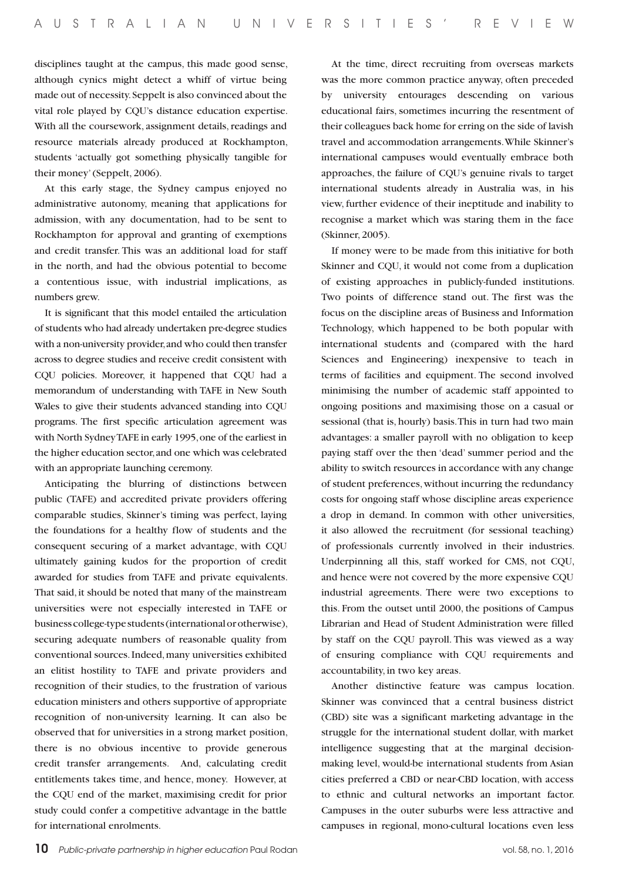disciplines taught at the campus, this made good sense, although cynics might detect a whiff of virtue being made out of necessity. Seppelt is also convinced about the vital role played by CQU's distance education expertise. With all the coursework, assignment details, readings and resource materials already produced at Rockhampton, students 'actually got something physically tangible for their money' (Seppelt, 2006).

At this early stage, the Sydney campus enjoyed no administrative autonomy, meaning that applications for admission, with any documentation, had to be sent to Rockhampton for approval and granting of exemptions and credit transfer. This was an additional load for staff in the north, and had the obvious potential to become a contentious issue, with industrial implications, as numbers grew.

It is significant that this model entailed the articulation of students who had already undertaken pre-degree studies with a non-university provider, and who could then transfer across to degree studies and receive credit consistent with CQU policies. Moreover, it happened that CQU had a memorandum of understanding with TAFE in New South Wales to give their students advanced standing into CQU programs. The first specific articulation agreement was with North Sydney TAFE in early 1995, one of the earliest in the higher education sector, and one which was celebrated with an appropriate launching ceremony.

Anticipating the blurring of distinctions between public (TAFE) and accredited private providers offering comparable studies, Skinner's timing was perfect, laying the foundations for a healthy flow of students and the consequent securing of a market advantage, with CQU ultimately gaining kudos for the proportion of credit awarded for studies from TAFE and private equivalents. That said, it should be noted that many of the mainstream universities were not especially interested in TAFE or business college-type students (international or otherwise), securing adequate numbers of reasonable quality from conventional sources. Indeed, many universities exhibited an elitist hostility to TAFE and private providers and recognition of their studies, to the frustration of various education ministers and others supportive of appropriate recognition of non-university learning. It can also be observed that for universities in a strong market position, there is no obvious incentive to provide generous credit transfer arrangements. And, calculating credit entitlements takes time, and hence, money. However, at the CQU end of the market, maximising credit for prior study could confer a competitive advantage in the battle for international enrolments.

At the time, direct recruiting from overseas markets was the more common practice anyway, often preceded by university entourages descending on various educational fairs, sometimes incurring the resentment of their colleagues back home for erring on the side of lavish travel and accommodation arrangements. While Skinner's international campuses would eventually embrace both approaches, the failure of CQU's genuine rivals to target international students already in Australia was, in his view, further evidence of their ineptitude and inability to recognise a market which was staring them in the face (Skinner, 2005).

If money were to be made from this initiative for both Skinner and CQU, it would not come from a duplication of existing approaches in publicly-funded institutions. Two points of difference stand out. The first was the focus on the discipline areas of Business and Information Technology, which happened to be both popular with international students and (compared with the hard Sciences and Engineering) inexpensive to teach in terms of facilities and equipment. The second involved minimising the number of academic staff appointed to ongoing positions and maximising those on a casual or sessional (that is, hourly) basis. This in turn had two main advantages: a smaller payroll with no obligation to keep paying staff over the then 'dead' summer period and the ability to switch resources in accordance with any change of student preferences, without incurring the redundancy costs for ongoing staff whose discipline areas experience a drop in demand. In common with other universities, it also allowed the recruitment (for sessional teaching) of professionals currently involved in their industries. Underpinning all this, staff worked for CMS, not CQU, and hence were not covered by the more expensive CQU industrial agreements. There were two exceptions to this. From the outset until 2000, the positions of Campus Librarian and Head of Student Administration were filled by staff on the CQU payroll. This was viewed as a way of ensuring compliance with CQU requirements and accountability, in two key areas.

Another distinctive feature was campus location. Skinner was convinced that a central business district (CBD) site was a significant marketing advantage in the struggle for the international student dollar, with market intelligence suggesting that at the marginal decision-making level, would-be international students from Asian cities preferred a CBD or near-CBD location, with access to ethnic and cultural networks an important factor. Campuses in the outer suburbs were less attractive and campuses in regional, mono-cultural locations even less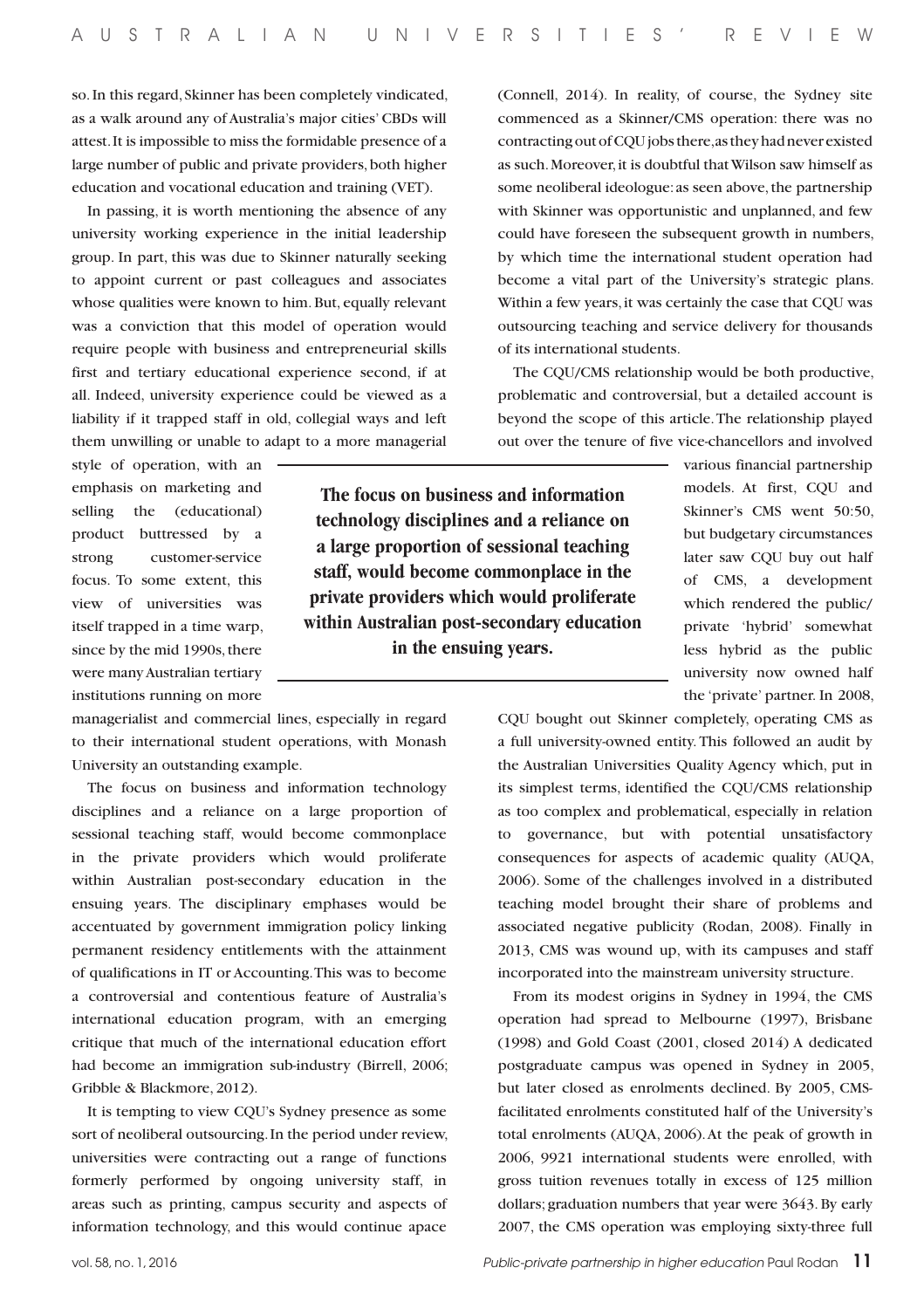so. In this regard, Skinner has been completely vindicated, as a walk around any of Australia's major cities' CBDs will attest. It is impossible to miss the formidable presence of a large number of public and private providers, both higher education and vocational education and training (VET).

In passing, it is worth mentioning the absence of any university working experience in the initial leadership group. In part, this was due to Skinner naturally seeking to appoint current or past colleagues and associates whose qualities were known to him. But, equally relevant was a conviction that this model of operation would require people with business and entrepreneurial skills first and tertiary educational experience second, if at all. Indeed, university experience could be viewed as a liability if it trapped staff in old, collegial ways and left them unwilling or unable to adapt to a more managerial style of operation, with an emphasis on marketing and selling the (educational) product buttressed by a strong customer-service focus. To some extent, this view of universities was itself trapped in a time warp, since by the mid 1990s, there were many Australian tertiary institutions running on more managerialist and commercial lines, especially in regard to their international student operations, with Monash University an outstanding example.

The focus on business and information technology disciplines and a reliance on a large proportion of sessional teaching staff, would become commonplace in the private providers which would proliferate within Australian post-secondary education in the ensuing years. The disciplinary emphases would be accentuated by government immigration policy linking permanent residency entitlements with the attainment of qualifications in IT or Accounting. This was to become a controversial and contentious feature of Australia's international education program, with an emerging critique that much of the international education effort had become an immigration sub-industry (Birrell, 2006; Gribble & Blackmore, 2012).

It is tempting to view CQU's Sydney presence as some sort of neoliberal outsourcing. In the period under review, universities were contracting out a range of functions formerly performed by ongoing university staff, in areas such as printing, campus security and aspects of information technology, and this would continue apace (Connell, 2014). In reality, of course, the Sydney site commenced as a Skinner/CMS operation: there was no contracting out of CQU jobs there, as they had never existed as such. Moreover, it is doubtful that Wilson saw himself as some neoliberal ideologue: as seen above, the partnership with Skinner was opportunistic and unplanned, and few could have foreseen the subsequent growth in numbers, by which time the international student operation had become a vital part of the University's strategic plans. Within a few years, it was certainly the case that CQU was outsourcing teaching and service delivery for thousands of its international students.

The CQU/CMS relationship would be both productive, problematic and controversial, but a detailed account is beyond the scope of this article. The relationship played out over the tenure of five vice-chancellors and involved various financial partnership models. At first, CQU and Skinner's CMS went 50:50, but budgetary circumstances later saw CQU buy out half of CMS, a development which rendered the public/private 'hybrid' somewhat less hybrid as the public university now owned half the 'private' partner. In 2008, CQU bought out Skinner completely, operating CMS as a full university-owned entity. This followed an audit by the Australian Universities Quality Agency which, put in its simplest terms, identified the CQU/CMS relationship as too complex and problematical, especially in relation to governance, but with potential unsatisfactory consequences for aspects of academic quality (AUQA, 2006). Some of the challenges involved in a distributed teaching model brought their share of problems and associated negative publicity (Rodan, 2008). Finally in 2013, CMS was wound up, with its campuses and staff incorporated into the mainstream university structure.

From its modest origins in Sydney in 1994, the CMS operation had spread to Melbourne (1997), Brisbane (1998) and Gold Coast (2001, closed 2014) A dedicated postgraduate campus was opened in Sydney in 2005, but later closed as enrolments declined. By 2005, CMS-facilitated enrolments constituted half of the University's total enrolments (AUQA, 2006). At the peak of growth in 2006, 9921 international students were enrolled, with gross tuition revenues totally in excess of 125 million dollars; graduation numbers that year were 3643. By early 2007, the CMS operation was employing sixty-three full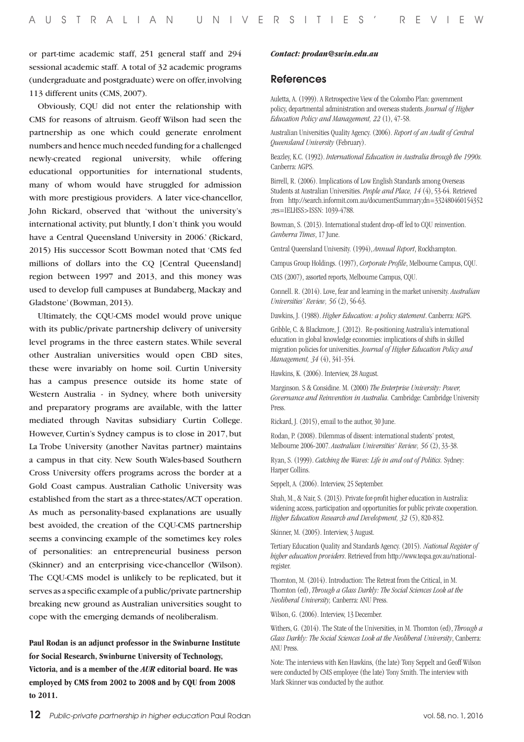or part-time academic staff, 251 general staff and 294 sessional academic staff. A total of 32 academic programs (undergraduate and postgraduate) were on offer, involving 113 different units (CMS, 2007).

Obviously, CQU did not enter the relationship with CMS for reasons of altruism. Geoff Wilson had seen the partnership as one which could generate enrolment numbers and hence much needed funding for a challenged newly-created regional university, while offering educational opportunities for international students, many of whom would have struggled for admission with more prestigious providers. A later vice-chancellor, John Rickard, observed that 'without the university's international activity, put bluntly, I don't think you would have a Central Queensland University in 2006.' (Rickard, 2015) His successor Scott Bowman noted that 'CMS fed millions of dollars into the CQ [Central Queensland] region between 1997 and 2013, and this money was used to develop full campuses at Bundaberg, Mackay and Gladstone' (Bowman, 2013).

Ultimately, the CQU-CMS model would prove unique with its public/private partnership delivery of university level programs in the three eastern states. While several other Australian universities would open CBD sites, these were invariably on home soil. Curtin University has a campus presence outside its home state of Western Australia - in Sydney, where both university and preparatory programs are available, with the latter mediated through Navitas subsidiary Curtin College. However, Curtin's Sydney campus is to close in 2017, but La Trobe University (another Navitas partner) maintains a campus in that city. New South Wales-based Southern Cross University offers programs across the border at a Gold Coast campus. Australian Catholic University was established from the start as a three-states/ACT operation. As much as personality-based explanations are usually best avoided, the creation of the CQU-CMS partnership seems a convincing example of the sometimes key roles of personalities: an entrepreneurial business person (Skinner) and an enterprising vice-chancellor (Wilson). The CQU-CMS model is unlikely to be replicated, but it serves as a specific example of a public/private partnership breaking new ground as Australian universities sought to cope with the emerging demands of neoliberalism.

**Paul Rodan is an adjunct professor in the Swinburne Institute for Social Research, Swinburne University of Technology, Victoria, and is a member of the *AUR* editorial board. He was employed by CMS from 2002 to 2008 and by CQU from 2008 to 2011.**

***Contact: prodan@swin.edu.au***

## References

Auletta, A. (1999). A Retrospective View of the Colombo Plan: government policy, departmental administration and overseas students. *Journal of Higher Education Policy and Management, 22* (1), 47-58.

Australian Universities Quality Agency. (2006). *Report of an Audit of Central Queensland University* (February).

Beazley, K.C. (1992). *International Education in Australia through the 1990s.* Canberra: AGPS.

Birrell, R. (2006). Implications of Low English Standards among Overseas Students at Australian Universities. *People and Place, 14* (4), 53-64. Retrieved from http://search.informit.com.au/documentSummary;dn=332480460154352;res=IELHSS>ISSN: 1039-4788.

Bowman, S. (2013). International student drop-off led to CQU reinvention. *Canberra Times*, 17 June.

Central Queensland University. (1994), *Annual Report*, Rockhampton.

Campus Group Holdings. (1997), *Corporate Profile*, Melbourne Campus, CQU.

CMS (2007), assorted reports, Melbourne Campus, CQU.

Connell. R. (2014). Love, fear and learning in the market university. *Australian Universities' Review, 56* (2), 56-63.

Dawkins, J. (1988). *Higher Education: a policy statement*. Canberra: AGPS.

Gribble, C. & Blackmore, J. (2012). Re-positioning Australia's international education in global knowledge economies: implications of shifts in skilled migration policies for universities. *Journal of Higher Education Policy and Management, 34* (4), 341-354.

Hawkins, K. (2006). Interview, 28 August.

Marginson. S & Considine. M. (2000) *The Enterprise University: Power, Governance and Reinvention in Australia.* Cambridge: Cambridge University Press.

Rickard, J. (2015), email to the author, 30 June.

Rodan, P. (2008). Dilemmas of dissent: international students' protest, Melbourne 2006-2007. *Australian Universities' Review, 56* (2), 33-38.

Ryan, S. (1999). *Catching the Waves: Life in and out of Politics.* Sydney: Harper Collins.

Seppelt, A. (2006). Interview, 25 September.

Shah, M., & Nair, S. (2013). Private for-profit higher education in Australia: widening access, participation and opportunities for public private cooperation. *Higher Education Research and Development, 32* (5), 820-832.

Skinner, M. (2005). Interview, 3 August.

Tertiary Education Quality and Standards Agency. (2015). *National Register of higher education providers*. Retrieved from http://www.teqsa.gov.au/national-register.

Thornton, M. (2014). Introduction: The Retreat from the Critical, in M. Thornton (ed), *Through a Glass Darkly: The Social Sciences Look at the Neoliberal University,* Canberra: ANU Press.

Wilson, G. (2006). Interview, 13 December.

Withers, G. (2014). The State of the Universities, in M. Thornton (ed), *Through a Glass Darkly: The Social Sciences Look at the Neoliberal University*, Canberra: ANU Press.

Note: The interviews with Ken Hawkins, (the late) Tony Seppelt and Geoff Wilson were conducted by CMS employee (the late) Tony Smith. The interview with Mark Skinner was conducted by the author.